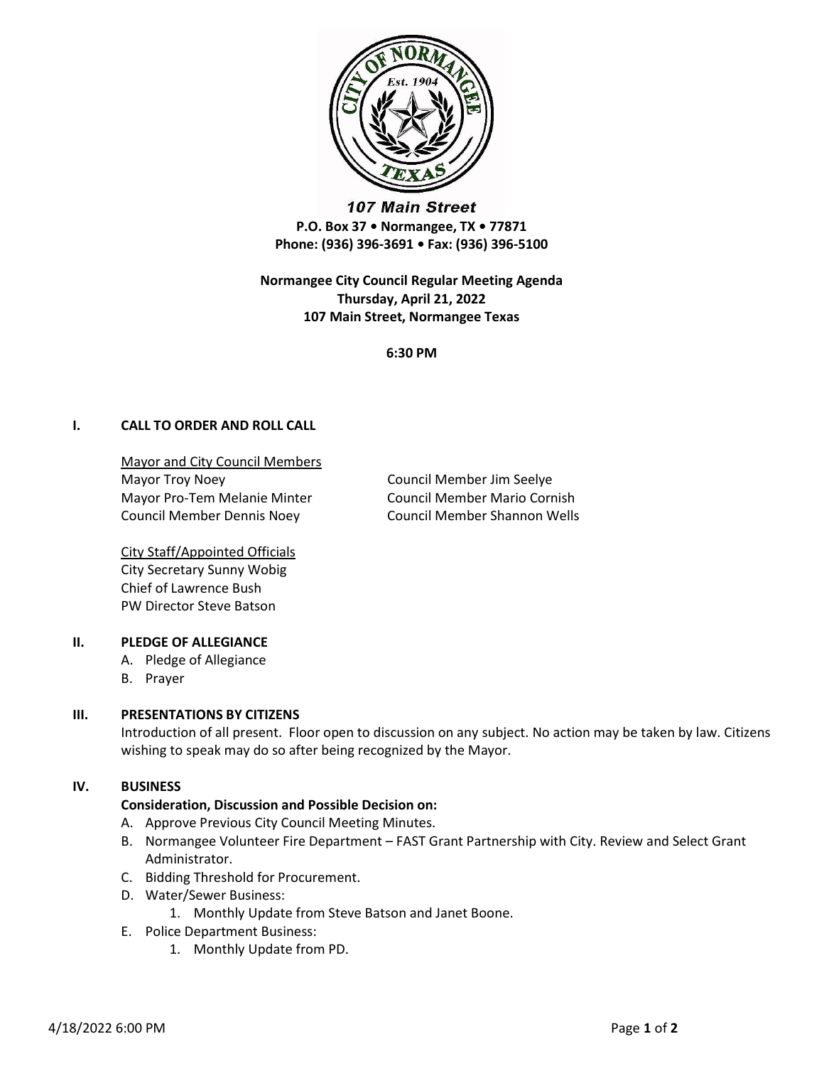**107 Main Street**
**P.O. Box 37 • Normangee, TX • 77871**
**Phone: (936) 396-3691 • Fax: (936) 396-5100**

**Normangee City Council Regular Meeting Agenda**
**Thursday, April 21, 2022**
**107 Main Street, Normangee Texas**

**6:30 PM**

## I. CALL TO ORDER AND ROLL CALL

Mayor and City Council Members

Mayor Troy Noey
Mayor Pro-Tem Melanie Minter
Council Member Dennis Noey
Council Member Jim Seelye
Council Member Mario Cornish
Council Member Shannon Wells

City Staff/Appointed Officials

City Secretary Sunny Wobig
Chief of Lawrence Bush
PW Director Steve Batson

## II. PLEDGE OF ALLEGIANCE

A. Pledge of Allegiance
B. Prayer

## III. PRESENTATIONS BY CITIZENS

Introduction of all present. Floor open to discussion on any subject. No action may be taken by law. Citizens wishing to speak may do so after being recognized by the Mayor.

## IV. BUSINESS

**Consideration, Discussion and Possible Decision on:**

A. Approve Previous City Council Meeting Minutes.
B. Normangee Volunteer Fire Department – FAST Grant Partnership with City. Review and Select Grant Administrator.
C. Bidding Threshold for Procurement.
D. Water/Sewer Business:
   1. Monthly Update from Steve Batson and Janet Boone.
E. Police Department Business:
   1. Monthly Update from PD.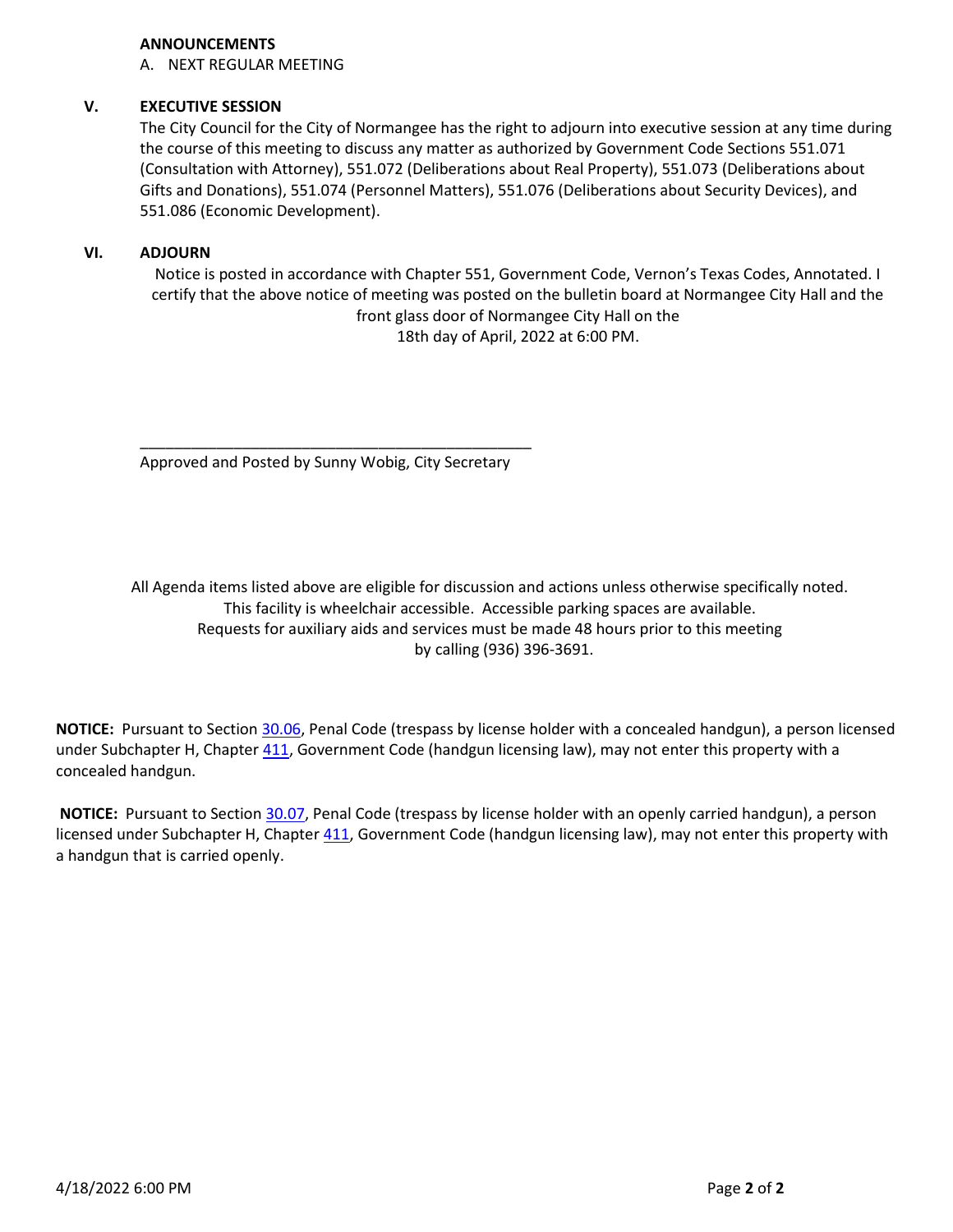**ANNOUNCEMENTS**

A. NEXT REGULAR MEETING

## V. EXECUTIVE SESSION

The City Council for the City of Normangee has the right to adjourn into executive session at any time during the course of this meeting to discuss any matter as authorized by Government Code Sections 551.071 (Consultation with Attorney), 551.072 (Deliberations about Real Property), 551.073 (Deliberations about Gifts and Donations), 551.074 (Personnel Matters), 551.076 (Deliberations about Security Devices), and 551.086 (Economic Development).

## VI. ADJOURN

Notice is posted in accordance with Chapter 551, Government Code, Vernon's Texas Codes, Annotated. I certify that the above notice of meeting was posted on the bulletin board at Normangee City Hall and the front glass door of Normangee City Hall on the 18th day of April, 2022 at 6:00 PM.

\_\_\_\_\_\_\_\_\_\_\_\_\_\_\_\_\_\_\_\_\_\_\_\_\_\_\_\_\_\_\_\_\_\_\_\_\_\_\_\_\_\_\_\_\_\_

Approved and Posted by Sunny Wobig, City Secretary

All Agenda items listed above are eligible for discussion and actions unless otherwise specifically noted.
This facility is wheelchair accessible. Accessible parking spaces are available.
Requests for auxiliary aids and services must be made 48 hours prior to this meeting by calling (936) 396-3691.

**NOTICE:** Pursuant to Section 30.06, Penal Code (trespass by license holder with a concealed handgun), a person licensed under Subchapter H, Chapter 411, Government Code (handgun licensing law), may not enter this property with a concealed handgun.

**NOTICE:** Pursuant to Section 30.07, Penal Code (trespass by license holder with an openly carried handgun), a person licensed under Subchapter H, Chapter 411, Government Code (handgun licensing law), may not enter this property with a handgun that is carried openly.